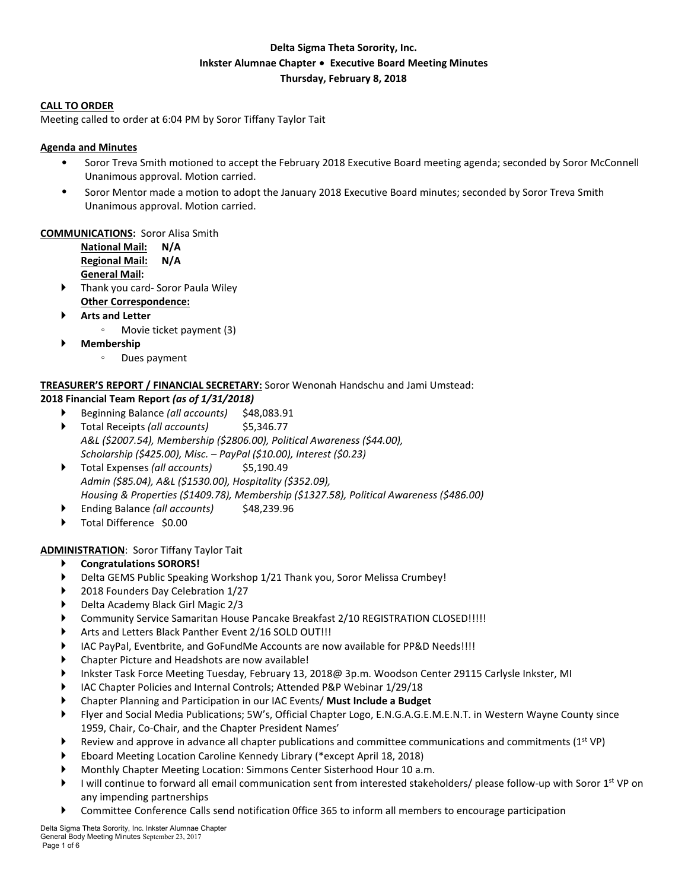**Delta Sigma Theta Sorority, Inc.**
**Inkster Alumnae Chapter • Executive Board Meeting Minutes**
**Thursday, February 8, 2018**

**CALL TO ORDER**

Meeting called to order at 6:04 PM by Soror Tiffany Taylor Tait

**Agenda and Minutes**

- Soror Treva Smith motioned to accept the February 2018 Executive Board meeting agenda; seconded by Soror McConnell Unanimous approval. Motion carried.
- Soror Mentor made a motion to adopt the January 2018 Executive Board minutes; seconded by Soror Treva Smith Unanimous approval. Motion carried.

**COMMUNICATIONS:** Soror Alisa Smith

**National Mail: N/A**
**Regional Mail: N/A**
**General Mail:**

- Thank you card- Soror Paula Wiley

**Other Correspondence:**

- **Arts and Letter**
  - Movie ticket payment (3)
- **Membership**
  - Dues payment

**TREASURER'S REPORT / FINANCIAL SECRETARY:** Soror Wenonah Handschu and Jami Umstead:

**2018 Financial Team Report *(as of 1/31/2018)***

- Beginning Balance *(all accounts)* $48,083.91
- Total Receipts *(all accounts)* $5,346.77
  *A&L ($2007.54), Membership ($2806.00), Political Awareness ($44.00), Scholarship ($425.00), Misc. – PayPal ($10.00), Interest ($0.23)*
- Total Expenses *(all accounts)* $5,190.49
  *Admin ($85.04), A&L ($1530.00), Hospitality ($352.09), Housing & Properties ($1409.78), Membership ($1327.58), Political Awareness ($486.00)*
- Ending Balance *(all accounts)* $48,239.96
- Total Difference $0.00

**ADMINISTRATION**: Soror Tiffany Taylor Tait

- **Congratulations SORORS!**
- Delta GEMS Public Speaking Workshop 1/21 Thank you, Soror Melissa Crumbey!
- 2018 Founders Day Celebration 1/27
- Delta Academy Black Girl Magic 2/3
- Community Service Samaritan House Pancake Breakfast 2/10 REGISTRATION CLOSED!!!!!
- Arts and Letters Black Panther Event 2/16 SOLD OUT!!!
- IAC PayPal, Eventbrite, and GoFundMe Accounts are now available for PP&D Needs!!!!
- Chapter Picture and Headshots are now available!
- Inkster Task Force Meeting Tuesday, February 13, 2018@ 3p.m. Woodson Center 29115 Carlysle Inkster, MI
- IAC Chapter Policies and Internal Controls; Attended P&P Webinar 1/29/18
- Chapter Planning and Participation in our IAC Events/ **Must Include a Budget**
- Flyer and Social Media Publications; 5W's, Official Chapter Logo, E.N.G.A.G.E.M.E.N.T. in Western Wayne County since 1959, Chair, Co-Chair, and the Chapter President Names'
- Review and approve in advance all chapter publications and committee communications and commitments (1st VP)
- Eboard Meeting Location Caroline Kennedy Library (*except April 18, 2018)
- Monthly Chapter Meeting Location: Simmons Center Sisterhood Hour 10 a.m.
- I will continue to forward all email communication sent from interested stakeholders/ please follow-up with Soror 1st VP on any impending partnerships
- Committee Conference Calls send notification 0ffice 365 to inform all members to encourage participation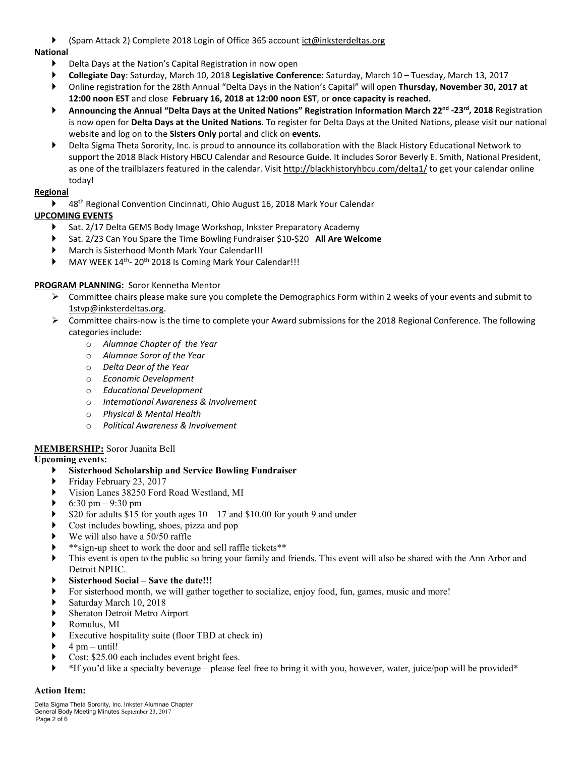- (Spam Attack 2) Complete 2018 Login of Office 365 account ict@inksterdeltas.org

**National**

- Delta Days at the Nation's Capital Registration in now open
- **Collegiate Day**: Saturday, March 10, 2018 **Legislative Conference**: Saturday, March 10 – Tuesday, March 13, 2017
- Online registration for the 28th Annual "Delta Days in the Nation's Capital" will open **Thursday, November 30, 2017 at 12:00 noon EST** and close **February 16, 2018 at 12:00 noon EST**, or **once capacity is reached.**
- **Announcing the Annual "Delta Days at the United Nations" Registration Information March 22nd -23rd, 2018** Registration is now open for **Delta Days at the United Nations**. To register for Delta Days at the United Nations, please visit our national website and log on to the **Sisters Only** portal and click on **events.**
- Delta Sigma Theta Sorority, Inc. is proud to announce its collaboration with the Black History Educational Network to support the 2018 Black History HBCU Calendar and Resource Guide. It includes Soror Beverly E. Smith, National President, as one of the trailblazers featured in the calendar. Visit http://blackhistoryhbcu.com/delta1/ to get your calendar online today!

**Regional**

- 48th Regional Convention Cincinnati, Ohio August 16, 2018 Mark Your Calendar

**UPCOMING EVENTS**

- Sat. 2/17 Delta GEMS Body Image Workshop, Inkster Preparatory Academy
- Sat. 2/23 Can You Spare the Time Bowling Fundraiser $10-$20 **All Are Welcome**
- March is Sisterhood Month Mark Your Calendar!!!
- MAY WEEK 14th- 20th 2018 Is Coming Mark Your Calendar!!!

**PROGRAM PLANNING:** Soror Kennetha Mentor

- Committee chairs please make sure you complete the Demographics Form within 2 weeks of your events and submit to 1stvp@inksterdeltas.org.
- Committee chairs-now is the time to complete your Award submissions for the 2018 Regional Conference. The following categories include:
  - *Alumnae Chapter of the Year*
  - *Alumnae Soror of the Year*
  - *Delta Dear of the Year*
  - *Economic Development*
  - *Educational Development*
  - *International Awareness & Involvement*
  - *Physical & Mental Health*
  - *Political Awareness & Involvement*

**MEMBERSHIP:** Soror Juanita Bell

**Upcoming events:**

- **Sisterhood Scholarship and Service Bowling Fundraiser**
- Friday February 23, 2017
- Vision Lanes 38250 Ford Road Westland, MI
- 6:30 pm – 9:30 pm
- $20 for adults $15 for youth ages 10 – 17 and $10.00 for youth 9 and under
- Cost includes bowling, shoes, pizza and pop
- We will also have a 50/50 raffle
- **sign-up sheet to work the door and sell raffle tickets**
- This event is open to the public so bring your family and friends. This event will also be shared with the Ann Arbor and Detroit NPHC.
- **Sisterhood Social – Save the date!!!**
- For sisterhood month, we will gather together to socialize, enjoy food, fun, games, music and more!
- Saturday March 10, 2018
- Sheraton Detroit Metro Airport
- Romulus, MI
- Executive hospitality suite (floor TBD at check in)
- 4 pm – until!
- Cost: $25.00 each includes event bright fees.
- *If you'd like a specialty beverage – please feel free to bring it with you, however, water, juice/pop will be provided*

**Action Item:**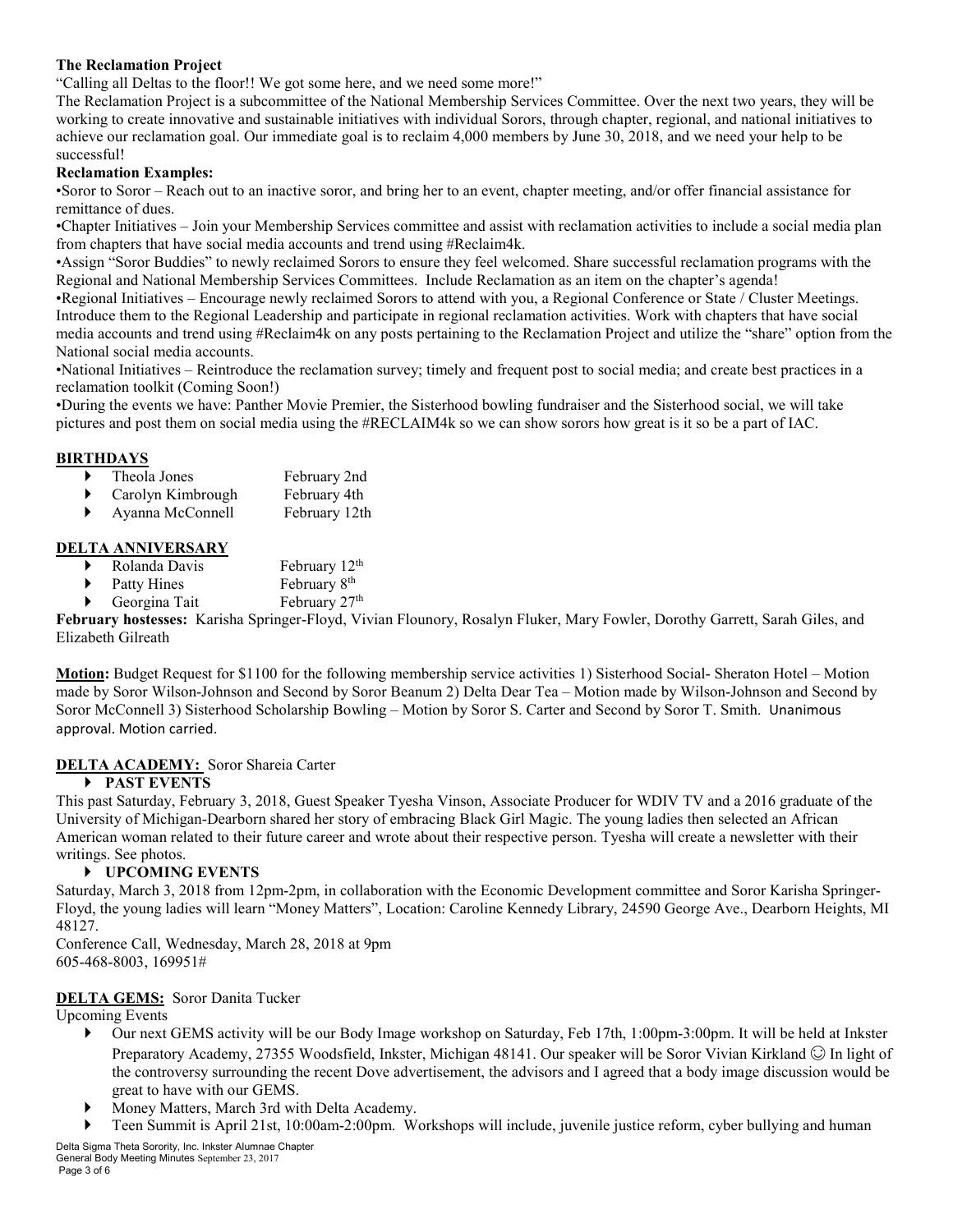**The Reclamation Project**

"Calling all Deltas to the floor!! We got some here, and we need some more!"

The Reclamation Project is a subcommittee of the National Membership Services Committee. Over the next two years, they will be working to create innovative and sustainable initiatives with individual Sorors, through chapter, regional, and national initiatives to achieve our reclamation goal. Our immediate goal is to reclaim 4,000 members by June 30, 2018, and we need your help to be successful!

**Reclamation Examples:**

•Soror to Soror – Reach out to an inactive soror, and bring her to an event, chapter meeting, and/or offer financial assistance for remittance of dues.

•Chapter Initiatives – Join your Membership Services committee and assist with reclamation activities to include a social media plan from chapters that have social media accounts and trend using #Reclaim4k.

•Assign "Soror Buddies" to newly reclaimed Sorors to ensure they feel welcomed. Share successful reclamation programs with the Regional and National Membership Services Committees. Include Reclamation as an item on the chapter's agenda!

•Regional Initiatives – Encourage newly reclaimed Sorors to attend with you, a Regional Conference or State / Cluster Meetings. Introduce them to the Regional Leadership and participate in regional reclamation activities. Work with chapters that have social media accounts and trend using #Reclaim4k on any posts pertaining to the Reclamation Project and utilize the "share" option from the National social media accounts.

•National Initiatives – Reintroduce the reclamation survey; timely and frequent post to social media; and create best practices in a reclamation toolkit (Coming Soon!)

•During the events we have: Panther Movie Premier, the Sisterhood bowling fundraiser and the Sisterhood social, we will take pictures and post them on social media using the #RECLAIM4k so we can show sorors how great is it so be a part of IAC.

**BIRTHDAYS**

- Theola Jones — February 2nd
- Carolyn Kimbrough — February 4th
- Ayanna McConnell — February 12th

**DELTA ANNIVERSARY**

- Rolanda Davis — February 12th
- Patty Hines — February 8th
- Georgina Tait — February 27th

**February hostesses:** Karisha Springer-Floyd, Vivian Flounory, Rosalyn Fluker, Mary Fowler, Dorothy Garrett, Sarah Giles, and Elizabeth Gilreath

**Motion:** Budget Request for $1100 for the following membership service activities 1) Sisterhood Social- Sheraton Hotel – Motion made by Soror Wilson-Johnson and Second by Soror Beanum 2) Delta Dear Tea – Motion made by Wilson-Johnson and Second by Soror McConnell 3) Sisterhood Scholarship Bowling – Motion by Soror S. Carter and Second by Soror T. Smith. Unanimous approval. Motion carried.

**DELTA ACADEMY:** Soror Shareia Carter

- **PAST EVENTS**

This past Saturday, February 3, 2018, Guest Speaker Tyesha Vinson, Associate Producer for WDIV TV and a 2016 graduate of the University of Michigan-Dearborn shared her story of embracing Black Girl Magic. The young ladies then selected an African American woman related to their future career and wrote about their respective person. Tyesha will create a newsletter with their writings. See photos.

- **UPCOMING EVENTS**

Saturday, March 3, 2018 from 12pm-2pm, in collaboration with the Economic Development committee and Soror Karisha Springer-Floyd, the young ladies will learn "Money Matters", Location: Caroline Kennedy Library, 24590 George Ave., Dearborn Heights, MI 48127.

Conference Call, Wednesday, March 28, 2018 at 9pm
605-468-8003, 169951#

**DELTA GEMS:** Soror Danita Tucker

Upcoming Events

- Our next GEMS activity will be our Body Image workshop on Saturday, Feb 17th, 1:00pm-3:00pm. It will be held at Inkster Preparatory Academy, 27355 Woodsfield, Inkster, Michigan 48141. Our speaker will be Soror Vivian Kirkland ☺ In light of the controversy surrounding the recent Dove advertisement, the advisors and I agreed that a body image discussion would be great to have with our GEMS.
- Money Matters, March 3rd with Delta Academy.
- Teen Summit is April 21st, 10:00am-2:00pm. Workshops will include, juvenile justice reform, cyber bullying and human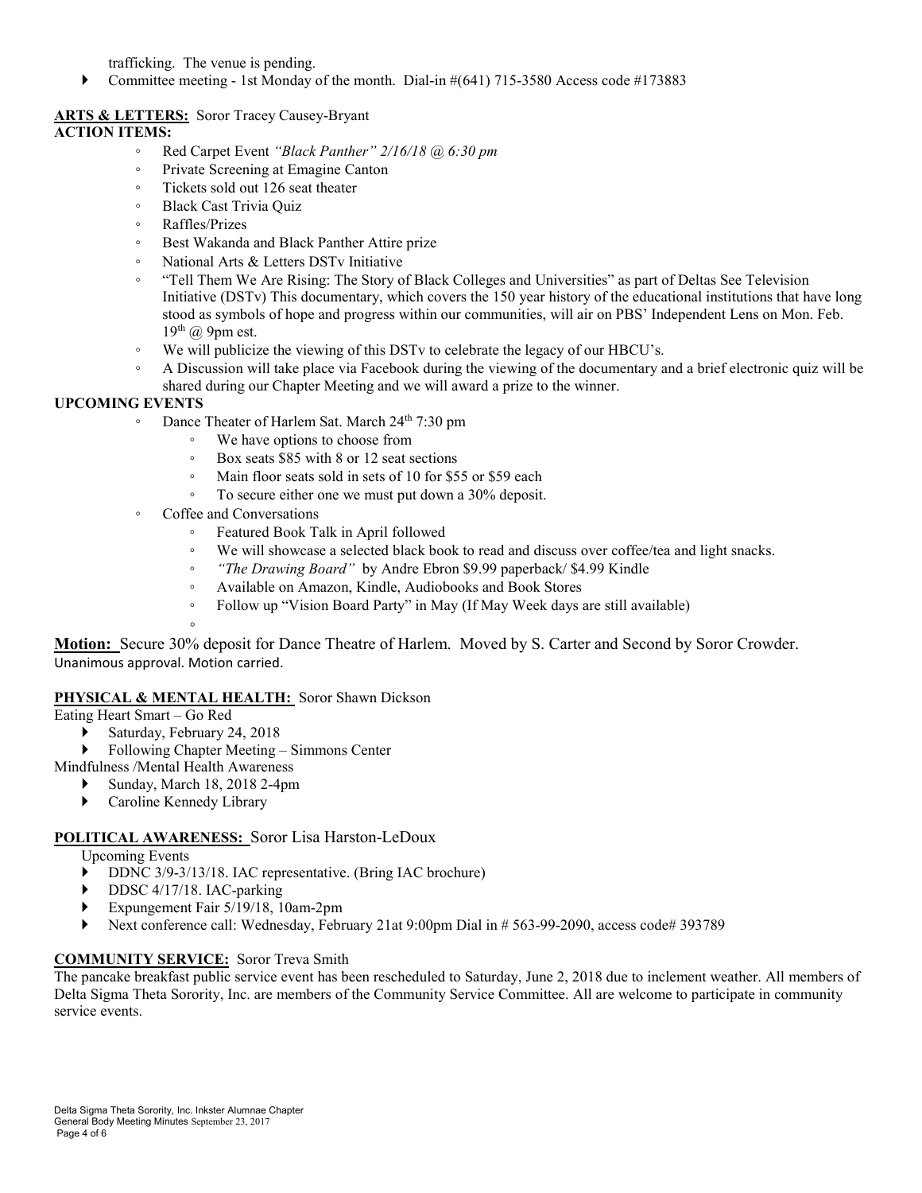trafficking. The venue is pending.

- Committee meeting - 1st Monday of the month. Dial-in #(641) 715-3580 Access code #173883

**ARTS & LETTERS:** Soror Tracey Causey-Bryant

**ACTION ITEMS:**

- Red Carpet Event *"Black Panther" 2/16/18 @ 6:30 pm*
- Private Screening at Emagine Canton
- Tickets sold out 126 seat theater
- Black Cast Trivia Quiz
- Raffles/Prizes
- Best Wakanda and Black Panther Attire prize
- National Arts & Letters DSTv Initiative
- "Tell Them We Are Rising: The Story of Black Colleges and Universities" as part of Deltas See Television Initiative (DSTv) This documentary, which covers the 150 year history of the educational institutions that have long stood as symbols of hope and progress within our communities, will air on PBS' Independent Lens on Mon. Feb. 19th @ 9pm est.
- We will publicize the viewing of this DSTv to celebrate the legacy of our HBCU's.
- A Discussion will take place via Facebook during the viewing of the documentary and a brief electronic quiz will be shared during our Chapter Meeting and we will award a prize to the winner.

**UPCOMING EVENTS**

- Dance Theater of Harlem Sat. March 24th 7:30 pm
  - We have options to choose from
  - Box seats $85 with 8 or 12 seat sections
  - Main floor seats sold in sets of 10 for $55 or $59 each
  - To secure either one we must put down a 30% deposit.
- Coffee and Conversations
  - Featured Book Talk in April followed
  - We will showcase a selected black book to read and discuss over coffee/tea and light snacks.
  - *"The Drawing Board"* by Andre Ebron $9.99 paperback/ $4.99 Kindle
  - Available on Amazon, Kindle, Audiobooks and Book Stores
  - Follow up "Vision Board Party" in May (If May Week days are still available)

**Motion:** Secure 30% deposit for Dance Theatre of Harlem. Moved by S. Carter and Second by Soror Crowder. Unanimous approval. Motion carried.

**PHYSICAL & MENTAL HEALTH:** Soror Shawn Dickson

Eating Heart Smart – Go Red

- Saturday, February 24, 2018
- Following Chapter Meeting – Simmons Center

Mindfulness /Mental Health Awareness

- Sunday, March 18, 2018 2-4pm
- Caroline Kennedy Library

**POLITICAL AWARENESS:** Soror Lisa Harston-LeDoux

Upcoming Events

- DDNC 3/9-3/13/18. IAC representative. (Bring IAC brochure)
- DDSC 4/17/18. IAC-parking
- Expungement Fair 5/19/18, 10am-2pm
- Next conference call: Wednesday, February 21at 9:00pm Dial in # 563-99-2090, access code# 393789

**COMMUNITY SERVICE:** Soror Treva Smith

The pancake breakfast public service event has been rescheduled to Saturday, June 2, 2018 due to inclement weather. All members of Delta Sigma Theta Sorority, Inc. are members of the Community Service Committee. All are welcome to participate in community service events.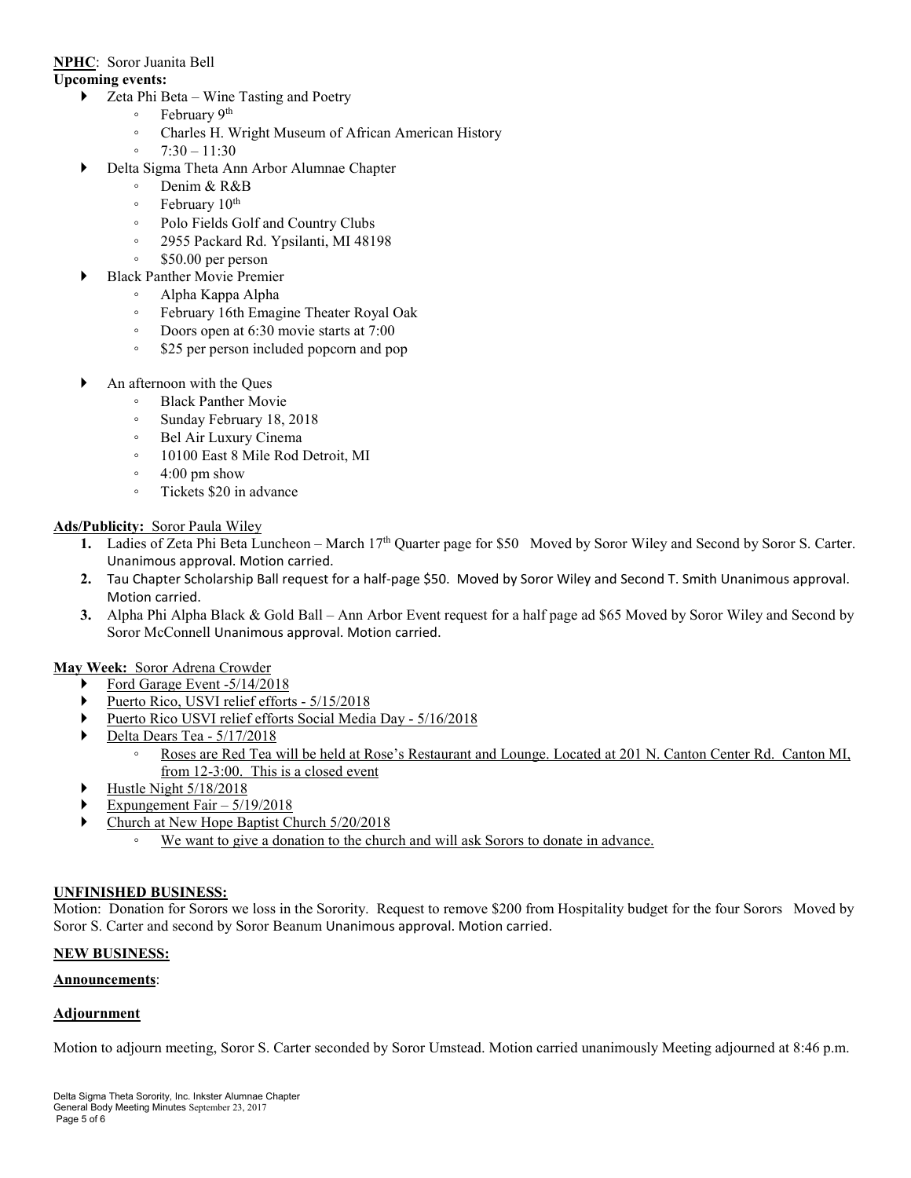**NPHC**: Soror Juanita Bell

**Upcoming events:**

- Zeta Phi Beta – Wine Tasting and Poetry
  - February 9th
  - Charles H. Wright Museum of African American History
  - 7:30 – 11:30
- Delta Sigma Theta Ann Arbor Alumnae Chapter
  - Denim & R&B
  - February 10th
  - Polo Fields Golf and Country Clubs
  - 2955 Packard Rd. Ypsilanti, MI 48198
  - $50.00 per person
- Black Panther Movie Premier
  - Alpha Kappa Alpha
  - February 16th Emagine Theater Royal Oak
  - Doors open at 6:30 movie starts at 7:00
  - $25 per person included popcorn and pop
- An afternoon with the Ques
  - Black Panther Movie
  - Sunday February 18, 2018
  - Bel Air Luxury Cinema
  - 10100 East 8 Mile Rod Detroit, MI
  - 4:00 pm show
  - Tickets $20 in advance

**Ads/Publicity:** Soror Paula Wiley

1. Ladies of Zeta Phi Beta Luncheon – March 17th Quarter page for $50 Moved by Soror Wiley and Second by Soror S. Carter. Unanimous approval. Motion carried.
2. Tau Chapter Scholarship Ball request for a half-page $50. Moved by Soror Wiley and Second T. Smith Unanimous approval. Motion carried.
3. Alpha Phi Alpha Black & Gold Ball – Ann Arbor Event request for a half page ad $65 Moved by Soror Wiley and Second by Soror McConnell Unanimous approval. Motion carried.

**May Week:** Soror Adrena Crowder

- Ford Garage Event -5/14/2018
- Puerto Rico, USVI relief efforts - 5/15/2018
- Puerto Rico USVI relief efforts Social Media Day - 5/16/2018
- Delta Dears Tea - 5/17/2018
  - Roses are Red Tea will be held at Rose's Restaurant and Lounge. Located at 201 N. Canton Center Rd. Canton MI, from 12-3:00. This is a closed event
- Hustle Night 5/18/2018
- Expungement Fair – 5/19/2018
- Church at New Hope Baptist Church 5/20/2018
  - We want to give a donation to the church and will ask Sorors to donate in advance.

**UNFINISHED BUSINESS:**

Motion: Donation for Sorors we loss in the Sorority. Request to remove $200 from Hospitality budget for the four Sorors Moved by Soror S. Carter and second by Soror Beanum Unanimous approval. Motion carried.

**NEW BUSINESS:**

**Announcements**:

**Adjournment**

Motion to adjourn meeting, Soror S. Carter seconded by Soror Umstead. Motion carried unanimously Meeting adjourned at 8:46 p.m.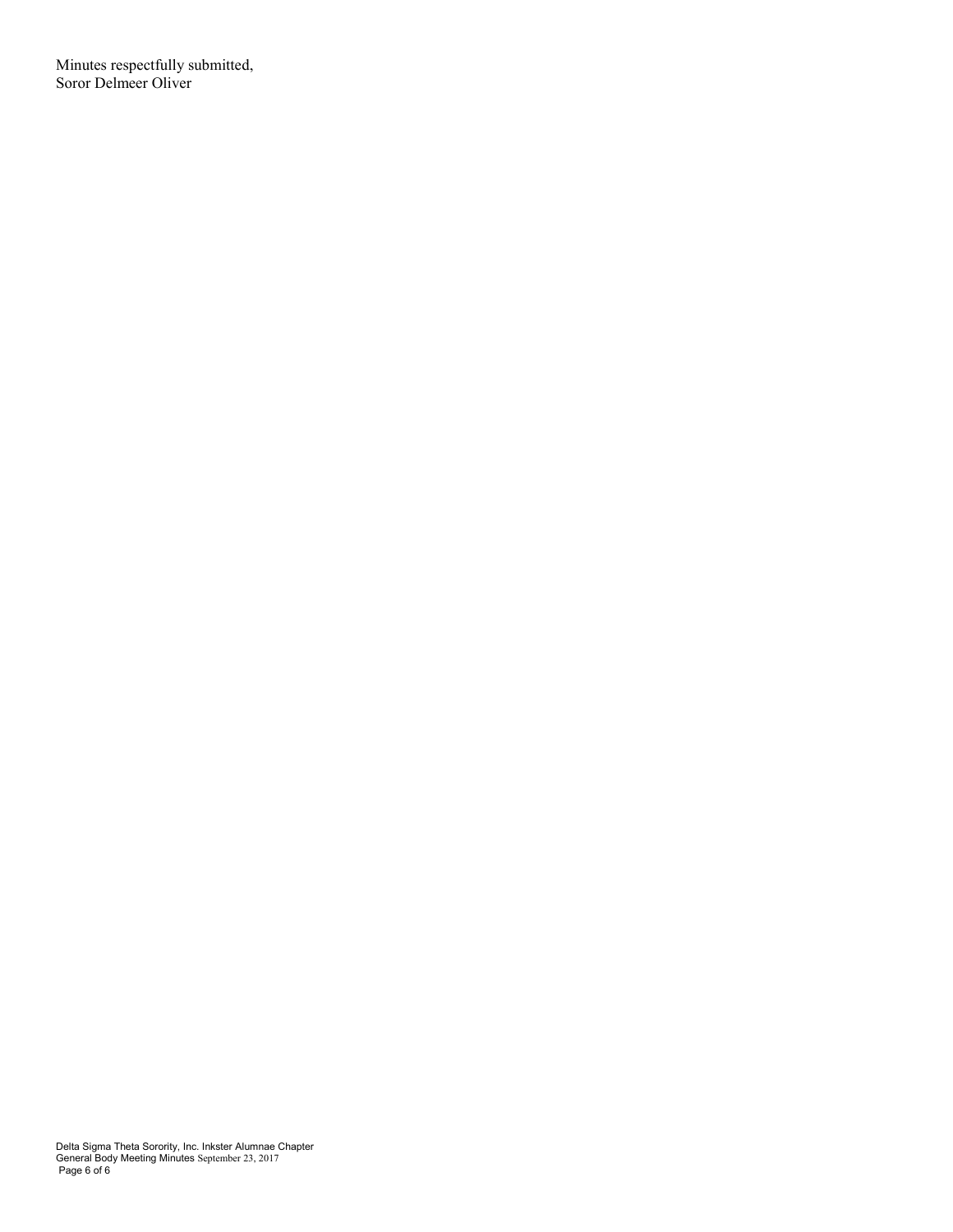Minutes respectfully submitted,  
Soror Delmeer Oliver